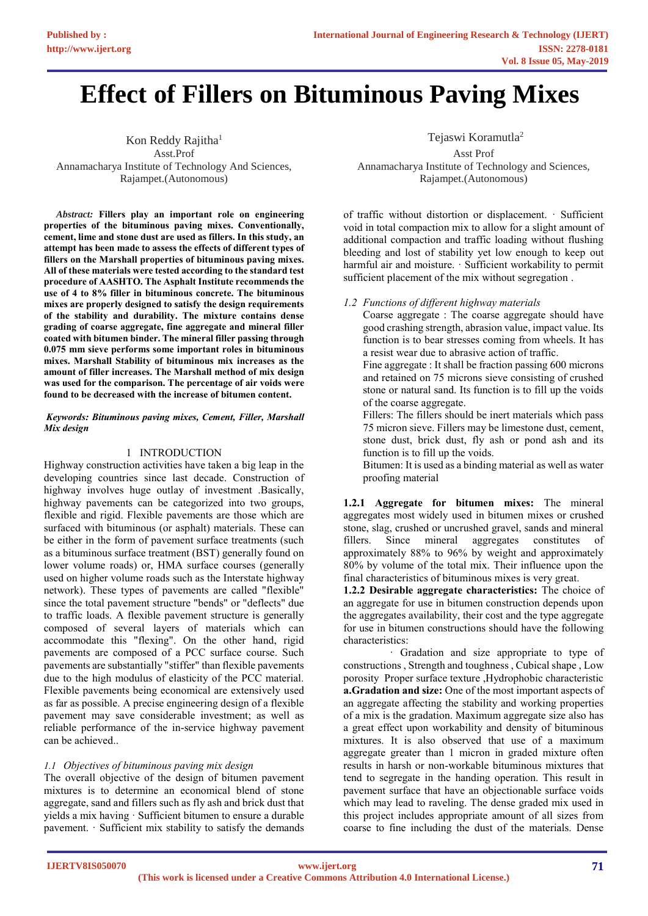# Effect of Fillers on Bituminous Paving Mixes

Kon Reddy Rajitha[1]
Asst.Prof
Annamacharya Institute of Technology And Sciences, Rajampet.(Autonomous)

Tejaswi Koramutla[2]
Asst Prof
Annamacharya Institute of Technology and Sciences, Rajampet.(Autonomous)

***Abstract:*** **Fillers play an important role on engineering properties of the bituminous paving mixes. Conventionally, cement, lime and stone dust are used as fillers. In this study, an attempt has been made to assess the effects of different types of fillers on the Marshall properties of bituminous paving mixes. All of these materials were tested according to the standard test procedure of AASHTO. The Asphalt Institute recommends the use of 4 to 8% filler in bituminous concrete. The bituminous mixes are properly designed to satisfy the design requirements of the stability and durability. The mixture contains dense grading of coarse aggregate, fine aggregate and mineral filler coated with bitumen binder. The mineral filler passing through 0.075 mm sieve performs some important roles in bituminous mixes. Marshall Stability of bituminous mix increases as the amount of filler increases. The Marshall method of mix design was used for the comparison. The percentage of air voids were found to be decreased with the increase of bitumen content.**

***Keywords: Bituminous paving mixes, Cement, Filler, Marshall Mix design***

## 1 INTRODUCTION

Highway construction activities have taken a big leap in the developing countries since last decade. Construction of highway involves huge outlay of investment .Basically, highway pavements can be categorized into two groups, flexible and rigid. Flexible pavements are those which are surfaced with bituminous (or asphalt) materials. These can be either in the form of pavement surface treatments (such as a bituminous surface treatment (BST) generally found on lower volume roads) or, HMA surface courses (generally used on higher volume roads such as the Interstate highway network). These types of pavements are called "flexible" since the total pavement structure "bends" or "deflects" due to traffic loads. A flexible pavement structure is generally composed of several layers of materials which can accommodate this "flexing". On the other hand, rigid pavements are composed of a PCC surface course. Such pavements are substantially "stiffer" than flexible pavements due to the high modulus of elasticity of the PCC material. Flexible pavements being economical are extensively used as far as possible. A precise engineering design of a flexible pavement may save considerable investment; as well as reliable performance of the in-service highway pavement can be achieved..

### *1.1 Objectives of bituminous paving mix design*

The overall objective of the design of bitumen pavement mixtures is to determine an economical blend of stone aggregate, sand and fillers such as fly ash and brick dust that yields a mix having · Sufficient bitumen to ensure a durable pavement. · Sufficient mix stability to satisfy the demands of traffic without distortion or displacement. · Sufficient void in total compaction mix to allow for a slight amount of additional compaction and traffic loading without flushing bleeding and lost of stability yet low enough to keep out harmful air and moisture. · Sufficient workability to permit sufficient placement of the mix without segregation .

### *1.2 Functions of different highway materials*

Coarse aggregate : The coarse aggregate should have good crashing strength, abrasion value, impact value. Its function is to bear stresses coming from wheels. It has a resist wear due to abrasive action of traffic.

Fine aggregate : It shall be fraction passing 600 microns and retained on 75 microns sieve consisting of crushed stone or natural sand. Its function is to fill up the voids of the coarse aggregate.

Fillers: The fillers should be inert materials which pass 75 micron sieve. Fillers may be limestone dust, cement, stone dust, brick dust, fly ash or pond ash and its function is to fill up the voids.

Bitumen: It is used as a binding material as well as water proofing material

**1.2.1 Aggregate for bitumen mixes:** The mineral aggregates most widely used in bitumen mixes or crushed stone, slag, crushed or uncrushed gravel, sands and mineral fillers. Since mineral aggregates constitutes of approximately 88% to 96% by weight and approximately 80% by volume of the total mix. Their influence upon the final characteristics of bituminous mixes is very great.

**1.2.2 Desirable aggregate characteristics:** The choice of an aggregate for use in bitumen construction depends upon the aggregates availability, their cost and the type aggregate for use in bitumen constructions should have the following characteristics:

· Gradation and size appropriate to type of constructions , Strength and toughness , Cubical shape , Low porosity Proper surface texture ,Hydrophobic characteristic

**a.Gradation and size:** One of the most important aspects of an aggregate affecting the stability and working properties of a mix is the gradation. Maximum aggregate size also has a great effect upon workability and density of bituminous mixtures. It is also observed that use of a maximum aggregate greater than 1 micron in graded mixture often results in harsh or non-workable bituminous mixtures that tend to segregate in the handing operation. This result in pavement surface that have an objectionable surface voids which may lead to raveling. The dense graded mix used in this project includes appropriate amount of all sizes from coarse to fine including the dust of the materials. Dense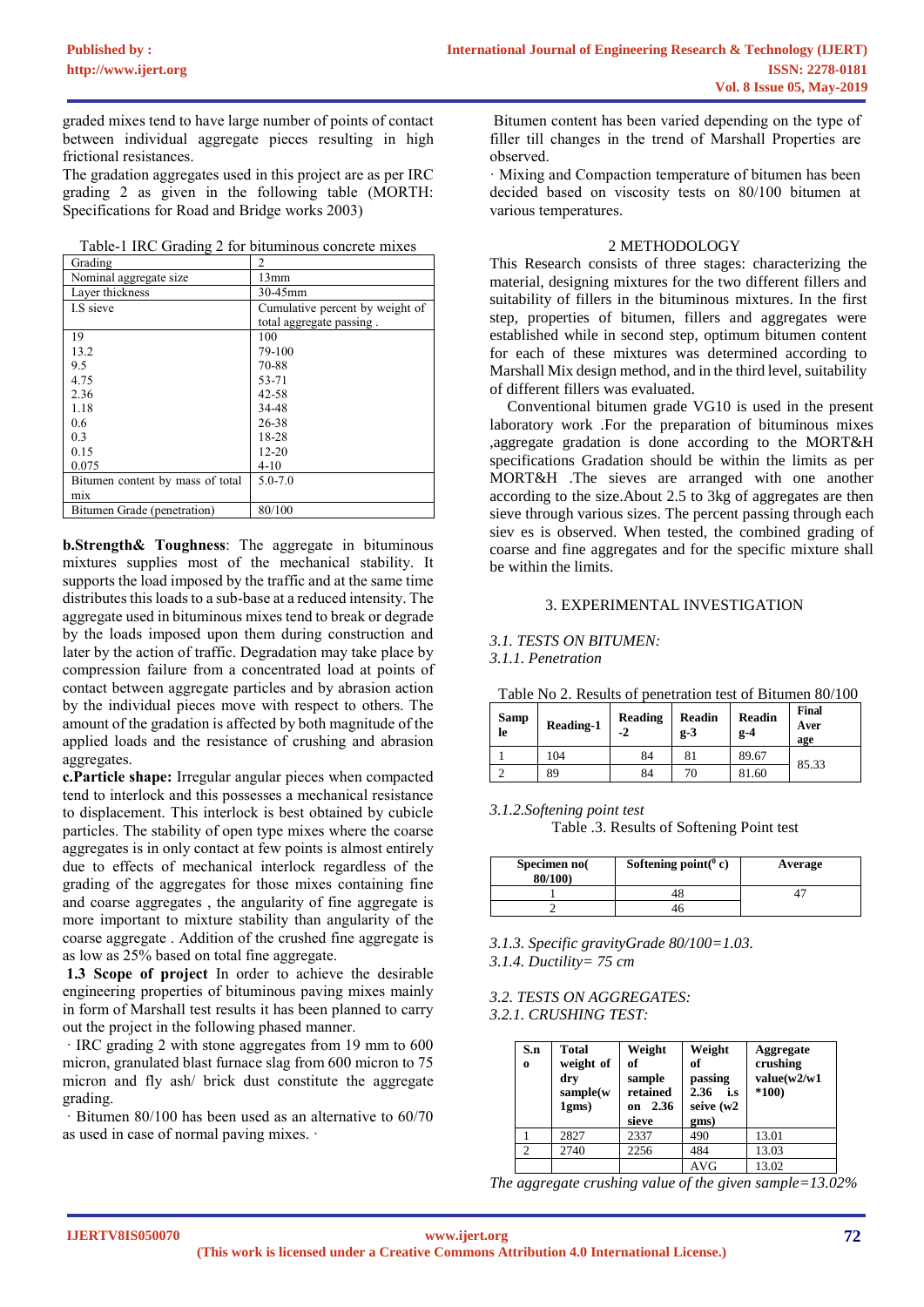graded mixes tend to have large number of points of contact between individual aggregate pieces resulting in high frictional resistances.

The gradation aggregates used in this project are as per IRC grading 2 as given in the following table (MORTH: Specifications for Road and Bridge works 2003)

Table-1 IRC Grading 2 for bituminous concrete mixes

| Grading | 2 |
|---|---|
| Nominal aggregate size | 13mm |
| Layer thickness | 30-45mm |
| I.S sieve | Cumulative percent by weight of total aggregate passing . |
| 19 | 100 |
| 13.2 | 79-100 |
| 9.5 | 70-88 |
| 4.75 | 53-71 |
| 2.36 | 42-58 |
| 1.18 | 34-48 |
| 0.6 | 26-38 |
| 0.3 | 18-28 |
| 0.15 | 12-20 |
| 0.075 | 4-10 |
| Bitumen content by mass of total mix | 5.0-7.0 |
| Bitumen Grade (penetration) | 80/100 |

**b.Strength& Toughness**: The aggregate in bituminous mixtures supplies most of the mechanical stability. It supports the load imposed by the traffic and at the same time distributes this loads to a sub-base at a reduced intensity. The aggregate used in bituminous mixes tend to break or degrade by the loads imposed upon them during construction and later by the action of traffic. Degradation may take place by compression failure from a concentrated load at points of contact between aggregate particles and by abrasion action by the individual pieces move with respect to others. The amount of the gradation is affected by both magnitude of the applied loads and the resistance of crushing and abrasion aggregates.

**c.Particle shape:** Irregular angular pieces when compacted tend to interlock and this possesses a mechanical resistance to displacement. This interlock is best obtained by cubicle particles. The stability of open type mixes where the coarse aggregates is in only contact at few points is almost entirely due to effects of mechanical interlock regardless of the grading of the aggregates for those mixes containing fine and coarse aggregates , the angularity of fine aggregate is more important to mixture stability than angularity of the coarse aggregate . Addition of the crushed fine aggregate is as low as 25% based on total fine aggregate.

**1.3 Scope of project** In order to achieve the desirable engineering properties of bituminous paving mixes mainly in form of Marshall test results it has been planned to carry out the project in the following phased manner.

· IRC grading 2 with stone aggregates from 19 mm to 600 micron, granulated blast furnace slag from 600 micron to 75 micron and fly ash/ brick dust constitute the aggregate grading.

· Bitumen 80/100 has been used as an alternative to 60/70 as used in case of normal paving mixes. ·

Bitumen content has been varied depending on the type of filler till changes in the trend of Marshall Properties are observed.

· Mixing and Compaction temperature of bitumen has been decided based on viscosity tests on 80/100 bitumen at various temperatures.

## 2 METHODOLOGY

This Research consists of three stages: characterizing the material, designing mixtures for the two different fillers and suitability of fillers in the bituminous mixtures. In the first step, properties of bitumen, fillers and aggregates were established while in second step, optimum bitumen content for each of these mixtures was determined according to Marshall Mix design method, and in the third level, suitability of different fillers was evaluated.

Conventional bitumen grade VG10 is used in the present laboratory work .For the preparation of bituminous mixes ,aggregate gradation is done according to the MORT&H specifications Gradation should be within the limits as per MORT&H .The sieves are arranged with one another according to the size.About 2.5 to 3kg of aggregates are then sieve through various sizes. The percent passing through each siev es is observed. When tested, the combined grading of coarse and fine aggregates and for the specific mixture shall be within the limits.

## 3. EXPERIMENTAL INVESTIGATION

### *3.1. TESTS ON BITUMEN:*

#### *3.1.1. Penetration*

Table No 2. Results of penetration test of Bitumen 80/100

| Sample | Reading-1 | Reading-2 | Reading-3 | Reading-4 | Final Average |
|---|---|---|---|---|---|
| 1 | 104 | 84 | 81 | 89.67 | 85.33 |
| 2 | 89 | 84 | 70 | 81.60 | |

#### *3.1.2.Softening point test*

Table .3. Results of Softening Point test

| Specimen no( 80/100) | Softening point($^0$ c) | Average |
|---|---|---|
| 1 | 48 | 47 |
| 2 | 46 | |

*3.1.3. Specific gravityGrade 80/100=1.03.*

*3.1.4. Ductility= 75 cm*

### *3.2. TESTS ON AGGREGATES:*

#### *3.2.1. CRUSHING TEST:*

| S.no | Total weight of dry sample(w 1gms) | Weight of sample retained on 2.36 sieve | Weight of passing 2.36 i.s seive (w2 gms) | Aggregate crushing value(w2/w1 *100) |
|---|---|---|---|---|
| 1 | 2827 | 2337 | 490 | 13.01 |
| 2 | 2740 | 2256 | 484 | 13.03 |
| | | | AVG | 13.02 |

*The aggregate crushing value of the given sample=13.02%*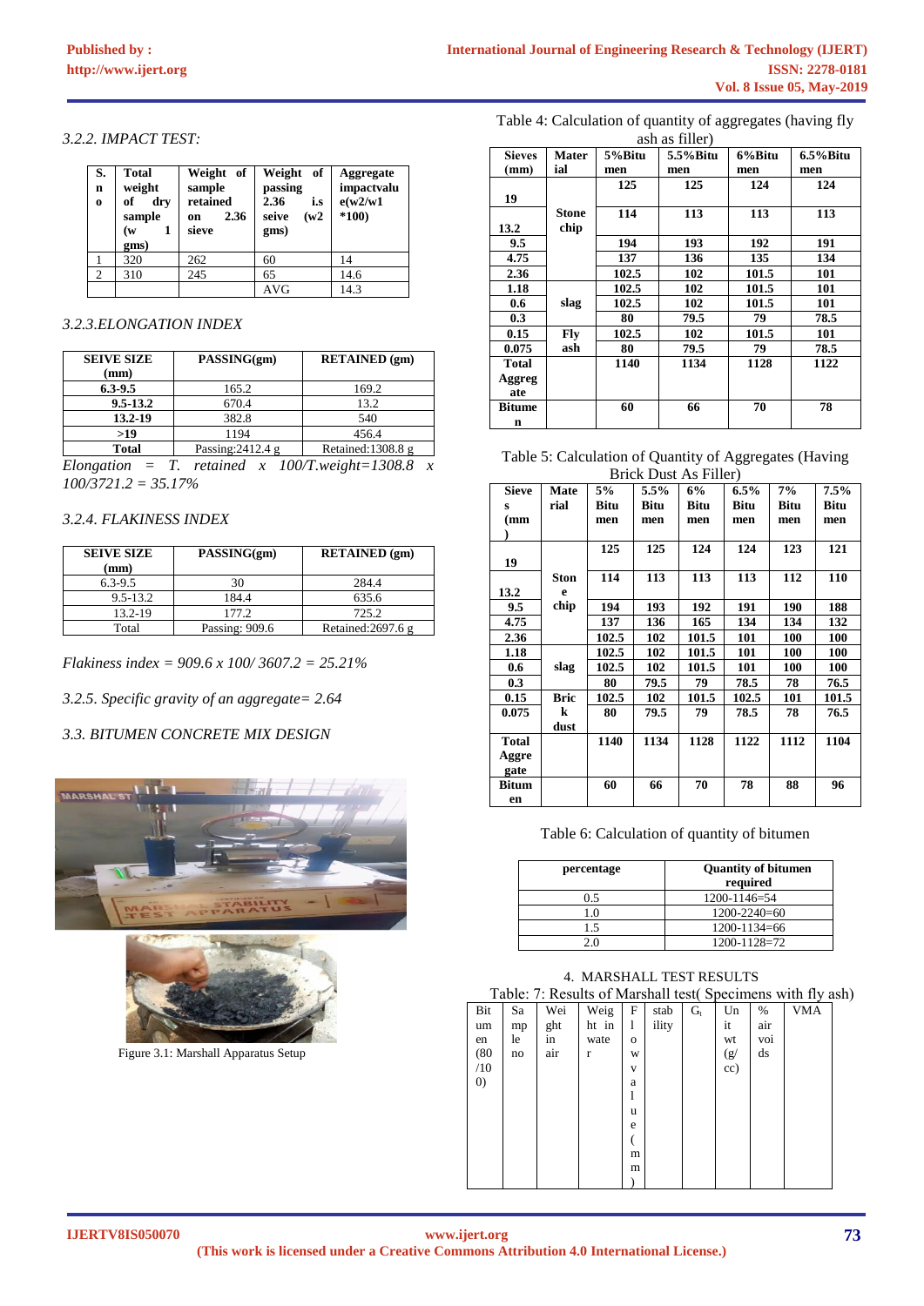*3.2.2. IMPACT TEST:*

| S. no | Total weight of dry sample (w 1 gms) | Weight of sample retained on 2.36 sieve | Weight of passing 2.36 i.s seive (w2 gms) | Aggregate impactvalue(w2/w1 *100) |
|---|---|---|---|---|
| 1 | 320 | 262 | 60 | 14 |
| 2 | 310 | 245 | 65 | 14.6 |
| | | | AVG | 14.3 |

*3.2.3.ELONGATION INDEX*

| SEIVE SIZE (mm) | PASSING(gm) | RETAINED (gm) |
|---|---|---|
| 6.3-9.5 | 165.2 | 169.2 |
| 9.5-13.2 | 670.4 | 13.2 |
| 13.2-19 | 382.8 | 540 |
| >19 | 1194 | 456.4 |
| Total | Passing:2412.4 g | Retained:1308.8 g |

*Elongation = T. retained x 100/T.weight=1308.8 x 100/3721.2 = 35.17%*

*3.2.4. FLAKINESS INDEX*

| SEIVE SIZE (mm) | PASSING(gm) | RETAINED (gm) |
|---|---|---|
| 6.3-9.5 | 30 | 284.4 |
| 9.5-13.2 | 184.4 | 635.6 |
| 13.2-19 | 177.2 | 725.2 |
| Total | Passing: 909.6 | Retained:2697.6 g |

*Flakiness index = 909.6 x 100/ 3607.2 = 25.21%*

*3.2.5. Specific gravity of an aggregate= 2.64*

*3.3. BITUMEN CONCRETE MIX DESIGN*

Figure 3.1: Marshall Apparatus Setup

Table 4: Calculation of quantity of aggregates (having fly ash as filler)

| Sieves (mm) | Material | 5%Bitumen | 5.5%Bitumen | 6%Bitumen | 6.5%Bitumen |
|---|---|---|---|---|---|
| 19 | Stone chip | 125 | 125 | 124 | 124 |
| 13.2 | | 114 | 113 | 113 | 113 |
| 9.5 | | 194 | 193 | 192 | 191 |
| 4.75 | | 137 | 136 | 135 | 134 |
| 2.36 | slag | 102.5 | 102 | 101.5 | 101 |
| 1.18 | | 102.5 | 102 | 101.5 | 101 |
| 0.6 | | 102.5 | 102 | 101.5 | 101 |
| 0.3 | | 80 | 79.5 | 79 | 78.5 |
| 0.15 | Fly ash | 102.5 | 102 | 101.5 | 101 |
| 0.075 | | 80 | 79.5 | 79 | 78.5 |
| Total Aggregate | | 1140 | 1134 | 1128 | 1122 |
| Bitumen | | 60 | 66 | 70 | 78 |

Table 5: Calculation of Quantity of Aggregates (Having Brick Dust As Filler)

| Sieves (mm) | Material | 5% Bitumen | 5.5% Bitumen | 6% Bitumen | 6.5% Bitumen | 7% Bitumen | 7.5% Bitumen |
|---|---|---|---|---|---|---|---|
| 19 | Stone chip | 125 | 125 | 124 | 124 | 123 | 121 |
| 13.2 | | 114 | 113 | 113 | 113 | 112 | 110 |
| 9.5 | | 194 | 193 | 192 | 191 | 190 | 188 |
| 4.75 | | 137 | 136 | 165 | 134 | 134 | 132 |
| 2.36 | slag | 102.5 | 102 | 101.5 | 101 | 100 | 100 |
| 1.18 | | 102.5 | 102 | 101.5 | 101 | 100 | 100 |
| 0.6 | | 102.5 | 102 | 101.5 | 101 | 100 | 100 |
| 0.3 | | 80 | 79.5 | 79 | 78.5 | 78 | 76.5 |
| 0.15 | Brick dust | 102.5 | 102 | 101.5 | 102.5 | 101 | 101.5 |
| 0.075 | | 80 | 79.5 | 79 | 78.5 | 78 | 76.5 |
| Total Aggregate | | 1140 | 1134 | 1128 | 1122 | 1112 | 1104 |
| Bitumen | | 60 | 66 | 70 | 78 | 88 | 96 |

Table 6: Calculation of quantity of bitumen

| percentage | Quantity of bitumen required |
|---|---|
| 0.5 | 1200-1146=54 |
| 1.0 | 1200-2240=60 |
| 1.5 | 1200-1134=66 |
| 2.0 | 1200-1128=72 |

4. MARSHALL TEST RESULTS

Table: 7: Results of Marshall test( Specimens with fly ash)

| Bitumen (80/100) | Sample no | Weight in air | Weight in water | Flow value (mm) | stability | $G_t$ | Unit wt (g/cc) | % air voids | VMA |
|---|---|---|---|---|---|---|---|---|---|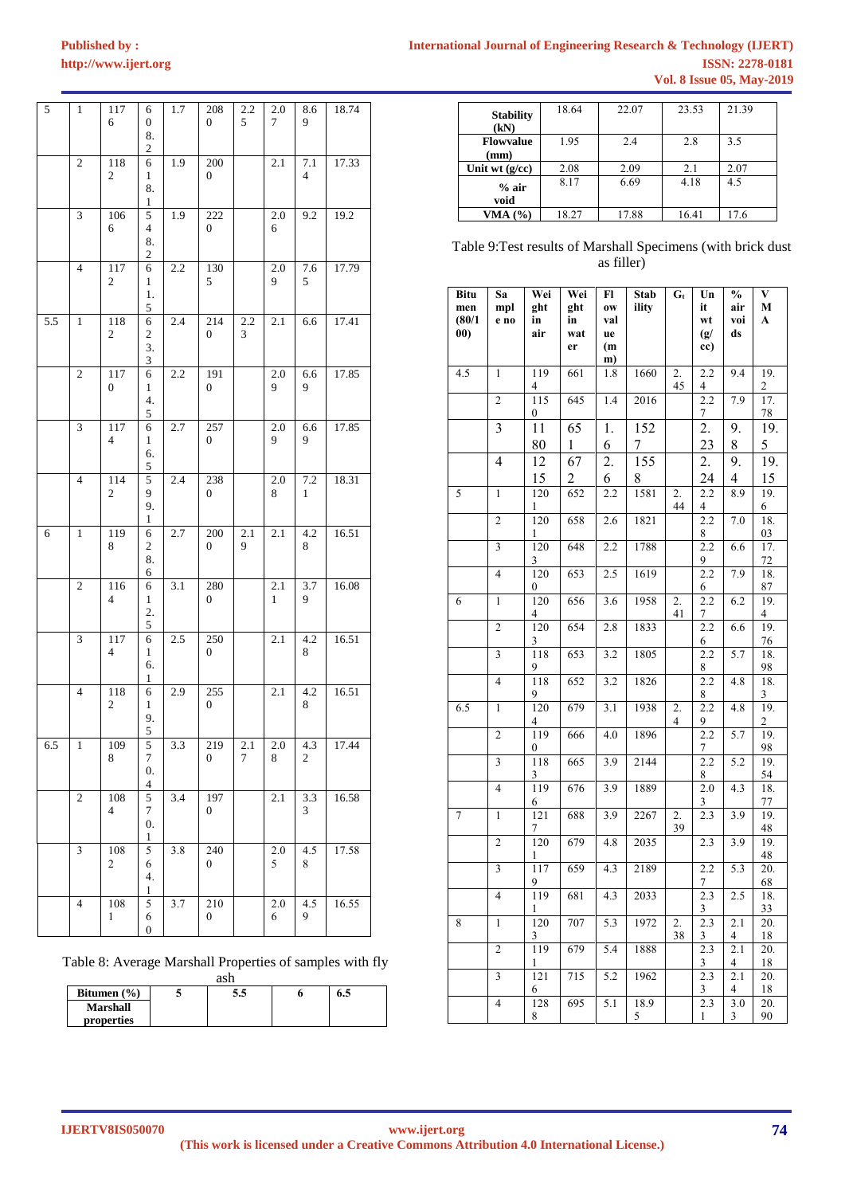| 5 | 1 | 1176 | 608.2 | 1.7 | 2080 | 2.25 | 2.07 | 8.69 | 18.74 |
|---|---|---|---|---|---|---|---|---|---|
| | 2 | 1182 | 618.1 | 1.9 | 2000 | | 2.1 | 7.14 | 17.33 |
| | 3 | 1066 | 548.2 | 1.9 | 2220 | | 2.06 | 9.2 | 19.2 |
| | 4 | 1172 | 611.5 | 2.2 | 1305 | | 2.09 | 7.65 | 17.79 |
| 5.5 | 1 | 1182 | 623.3 | 2.4 | 2140 | 2.23 | 2.1 | 6.6 | 17.41 |
| | 2 | 1170 | 614.5 | 2.2 | 1910 | | 2.09 | 6.69 | 17.85 |
| | 3 | 1174 | 616.5 | 2.7 | 2570 | | 2.09 | 6.69 | 17.85 |
| | 4 | 1142 | 599.1 | 2.4 | 2380 | | 2.08 | 7.21 | 18.31 |
| 6 | 1 | 1198 | 628.6 | 2.7 | 2000 | 2.19 | 2.1 | 4.28 | 16.51 |
| | 2 | 1164 | 612.5 | 3.1 | 2800 | | 2.11 | 3.79 | 16.08 |
| | 3 | 1174 | 616.1 | 2.5 | 2500 | | 2.1 | 4.28 | 16.51 |
| | 4 | 1182 | 619.5 | 2.9 | 2550 | | 2.1 | 4.28 | 16.51 |
| 6.5 | 1 | 1098 | 570.4 | 3.3 | 2190 | 2.17 | 2.08 | 4.32 | 17.44 |
| | 2 | 1084 | 570.1 | 3.4 | 1970 | | 2.1 | 3.33 | 16.58 |
| | 3 | 1082 | 564.1 | 3.8 | 2400 | | 2.05 | 4.58 | 17.58 |
| | 4 | 1081 | 560 | 3.7 | 2100 | | 2.06 | 4.59 | 16.55 |

Table 8: Average Marshall Properties of samples with fly ash

| Bitumen (%) Marshall properties | 5 | 5.5 | 6 | 6.5 |
|---|---|---|---|---|
| Stability (kN) | 18.64 | 22.07 | 23.53 | 21.39 |
| Flowvalue (mm) | 1.95 | 2.4 | 2.8 | 3.5 |
| Unit wt (g/cc) | 2.08 | 2.09 | 2.1 | 2.07 |
| % air void | 8.17 | 6.69 | 4.18 | 4.5 |
| VMA (%) | 18.27 | 17.88 | 16.41 | 17.6 |

Table 9:Test results of Marshall Specimens (with brick dust as filler)

| Bitumen (80/100) | Sample no | Weight in air | Weight in water | Flow value (mm) | Stability | $G_t$ | Unit wt (g/cc) | % air voids | VMA |
|---|---|---|---|---|---|---|---|---|---|
| 4.5 | 1 | 1194 | 661 | 1.8 | 1660 | 2.45 | 2.24 | 9.4 | 19.2 |
| | 2 | 1150 | 645 | 1.4 | 2016 | | 2.27 | 7.9 | 17.78 |
| | 3 | 1180 | 651 | 1.6 | 1527 | | 2.23 | 9.8 | 19.5 |
| | 4 | 1215 | 672 | 2.6 | 1558 | | 2.24 | 9.4 | 19.15 |
| 5 | 1 | 1201 | 652 | 2.2 | 1581 | 2.44 | 2.24 | 8.9 | 19.6 |
| | 2 | 1201 | 658 | 2.6 | 1821 | | 2.28 | 7.0 | 18.03 |
| | 3 | 1203 | 648 | 2.2 | 1788 | | 2.29 | 6.6 | 17.72 |
| | 4 | 1200 | 653 | 2.5 | 1619 | | 2.26 | 7.9 | 18.87 |
| 6 | 1 | 1204 | 656 | 3.6 | 1958 | 2.41 | 2.27 | 6.2 | 19.4 |
| | 2 | 1203 | 654 | 2.8 | 1833 | | 2.26 | 6.6 | 19.76 |
| | 3 | 1189 | 653 | 3.2 | 1805 | | 2.28 | 5.7 | 18.98 |
| | 4 | 1189 | 652 | 3.2 | 1826 | | 2.28 | 4.8 | 18.3 |
| 6.5 | 1 | 1204 | 679 | 3.1 | 1938 | 2.4 | 2.29 | 4.8 | 19.2 |
| | 2 | 1190 | 666 | 4.0 | 1896 | | 2.27 | 5.7 | 19.98 |
| | 3 | 1183 | 665 | 3.9 | 2144 | | 2.28 | 5.2 | 19.54 |
| | 4 | 1196 | 676 | 3.9 | 1889 | | 2.03 | 4.3 | 18.77 |
| 7 | 1 | 1217 | 688 | 3.9 | 2267 | 2.39 | 2.3 | 3.9 | 19.48 |
| | 2 | 1201 | 679 | 4.8 | 2035 | | 2.3 | 3.9 | 19.48 |
| | 3 | 1179 | 659 | 4.3 | 2189 | | 2.27 | 5.3 | 20.68 |
| | 4 | 1191 | 681 | 4.3 | 2033 | | 2.33 | 2.5 | 18.33 |
| 8 | 1 | 1203 | 707 | 5.3 | 1972 | 2.38 | 2.33 | 2.14 | 20.18 |
| | 2 | 1191 | 679 | 5.4 | 1888 | | 2.33 | 2.14 | 20.18 |
| | 3 | 1216 | 715 | 5.2 | 1962 | | 2.33 | 2.14 | 20.18 |
| | 4 | 1288 | 695 | 5.1 | 18.95 | | 2.31 | 3.03 | 20.90 |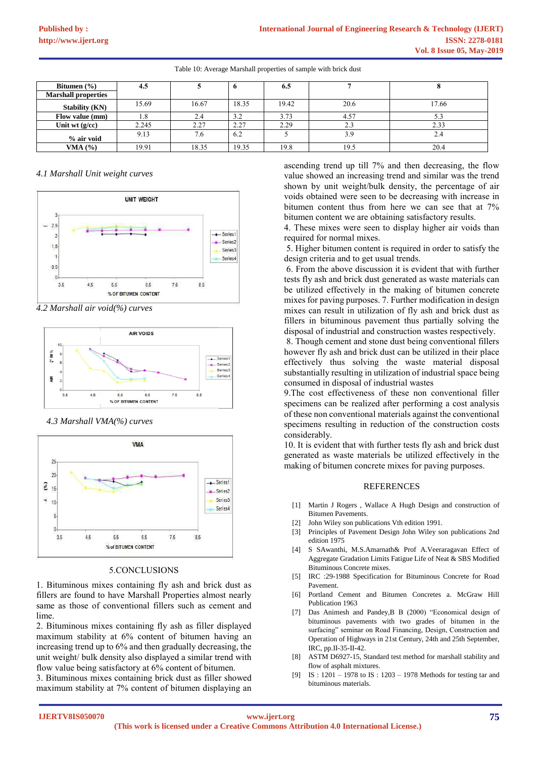Table 10: Average Marshall properties of sample with brick dust

| Bitumen (%) / Marshall properties | 4.5 | 5 | 6 | 6.5 | 7 | 8 |
|---|---|---|---|---|---|---|
| Stability (KN) | 15.69 | 16.67 | 18.35 | 19.42 | 20.6 | 17.66 |
| Flow value (mm) | 1.8 | 2.4 | 3.2 | 3.73 | 4.57 | 5.3 |
| Unit wt (g/cc) | 2.245 | 2.27 | 2.27 | 2.29 | 2.3 | 2.33 |
| % air void | 9.13 | 7.6 | 6.2 | 5 | 3.9 | 2.4 |
| VMA (%) | 19.91 | 18.35 | 19.35 | 19.8 | 19.5 | 20.4 |

*4.1 Marshall Unit weight curves*

UNIT WEIGHT

3
2.5
2
1.5
1
0.5
0
3.5 4.5 5.5 6.5 7.5 8.5
% OF BITUMEN CONTENT
Series1
Series2
Series3
Series4

*4.2 Marshall air void(%) curves*

AIR VOIDS

AIR % IN %
10
8
6
4
2
0
3.5 4.5 5.5 6.5 7.5 8.5
% OF BITUMEN CONTENT
Series1
Series2
Series3
Series4

*4.3 Marshall VMA(%) curves*

VMA

V (%)
25
20
15
10
5
0
3.5 4.5 5.5 6.5 7.5 8.5
% of BITUMEN CONTENT
Series1
Series2
Series3
Series4

## 5.CONCLUSIONS

1. Bituminous mixes containing fly ash and brick dust as fillers are found to have Marshall Properties almost nearly same as those of conventional fillers such as cement and lime.
2. Bituminous mixes containing fly ash as filler displayed maximum stability at 6% content of bitumen having an increasing trend up to 6% and then gradually decreasing, the unit weight/ bulk density also displayed a similar trend with flow value being satisfactory at 6% content of bitumen.
3. Bituminous mixes containing brick dust as filler showed maximum stability at 7% content of bitumen displaying an ascending trend up till 7% and then decreasing, the flow value showed an increasing trend and similar was the trend shown by unit weight/bulk density, the percentage of air voids obtained were seen to be decreasing with increase in bitumen content thus from here we can see that at 7% bitumen content we are obtaining satisfactory results.
4. These mixes were seen to display higher air voids than required for normal mixes.
5. Higher bitumen content is required in order to satisfy the design criteria and to get usual trends.
6. From the above discussion it is evident that with further tests fly ash and brick dust generated as waste materials can be utilized effectively in the making of bitumen concrete mixes for paving purposes. 7. Further modification in design mixes can result in utilization of fly ash and brick dust as fillers in bituminous pavement thus partially solving the disposal of industrial and construction wastes respectively.
8. Though cement and stone dust being conventional fillers however fly ash and brick dust can be utilized in their place effectively thus solving the waste material disposal substantially resulting in utilization of industrial space being consumed in disposal of industrial wastes
9.The cost effectiveness of these non conventional filler specimens can be realized after performing a cost analysis of these non conventional materials against the conventional specimens resulting in reduction of the construction costs considerably.
10. It is evident that with further tests fly ash and brick dust generated as waste materials be utilized effectively in the making of bitumen concrete mixes for paving purposes.

## REFERENCES

[1] Martin J Rogers , Wallace A Hugh Design and construction of Bitumen Pavements.
[2] John Wiley son publications Vth edition 1991.
[3] Principles of Pavement Design John Wiley son publications 2nd edition 1975
[4] S SAwanthi, M.S.Amarnath& Prof A.Veeraragavan Effect of Aggregate Gradation Limits Fatigue Life of Neat & SBS Modified Bituminous Concrete mixes.
[5] IRC :29-1988 Specification for Bituminous Concrete for Road Pavement.
[6] Portland Cement and Bitumen Concretes a. McGraw Hill Publication 1963
[7] Das Animesh and Pandey,B B (2000) "Economical design of bituminous pavements with two grades of bitumen in the surfacing" seminar on Road Financing, Design, Construction and Operation of Highways in 21st Century, 24th and 25th September, IRC, pp.II-35-II-42.
[8] ASTM D6927-15, Standard test method for marshall stability and flow of asphalt mixtures.
[9] IS : 1201 – 1978 to IS : 1203 – 1978 Methods for testing tar and bituminous materials.